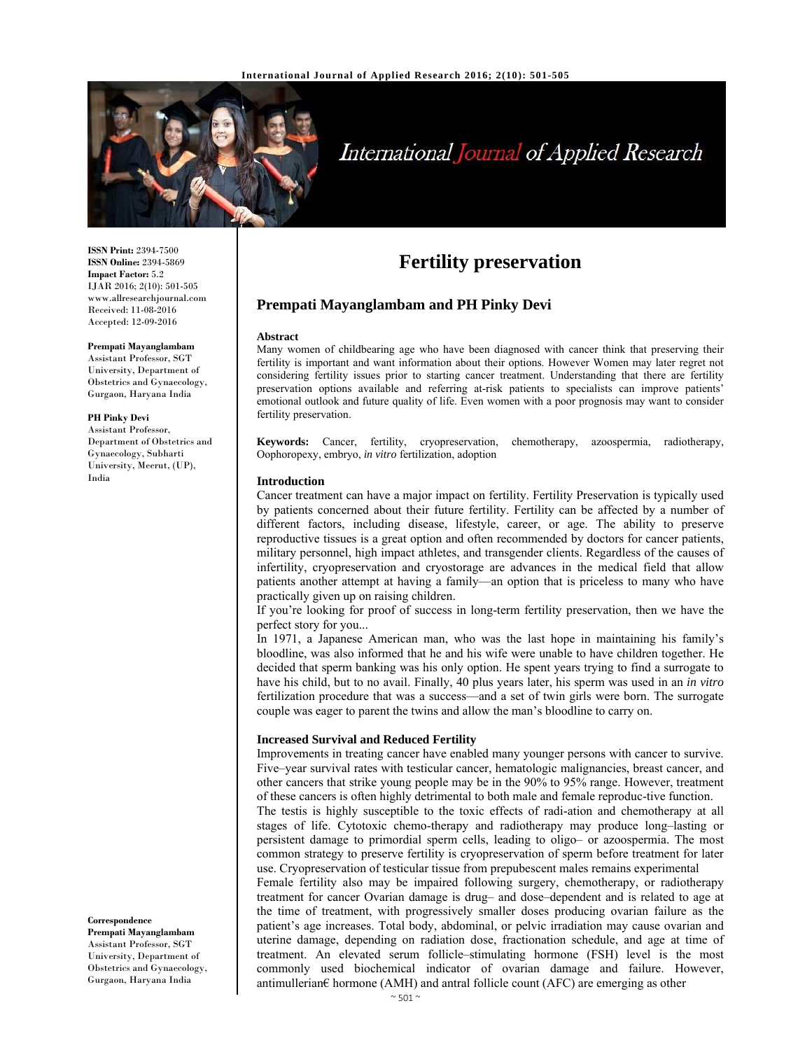# Fertility preservation

**Prempati Mayanglambam and PH Pinky Devi**

**ISSN Print:** 2394-7500
**ISSN Online:** 2394-5869
**Impact Factor:** 5.2
IJAR 2016; 2(10): 501-505
www.allresearchjournal.com
Received: 11-08-2016
Accepted: 12-09-2016

**Prempati Mayanglambam**
Assistant Professor, SGT University, Department of Obstetrics and Gynaecology, Gurgaon, Haryana India

**PH Pinky Devi**
Assistant Professor, Department of Obstetrics and Gynaecology, Subharti University, Meerut, (UP), India

**Correspondence**
**Prempati Mayanglambam**
Assistant Professor, SGT University, Department of Obstetrics and Gynaecology, Gurgaon, Haryana India

### Abstract

Many women of childbearing age who have been diagnosed with cancer think that preserving their fertility is important and want information about their options. However Women may later regret not considering fertility issues prior to starting cancer treatment. Understanding that there are fertility preservation options available and referring at-risk patients to specialists can improve patients' emotional outlook and future quality of life. Even women with a poor prognosis may want to consider fertility preservation.

**Keywords:** Cancer, fertility, cryopreservation, chemotherapy, azoospermia, radiotherapy, Oophoropexy, embryo, *in vitro* fertilization, adoption

### Introduction

Cancer treatment can have a major impact on fertility. Fertility Preservation is typically used by patients concerned about their future fertility. Fertility can be affected by a number of different factors, including disease, lifestyle, career, or age. The ability to preserve reproductive tissues is a great option and often recommended by doctors for cancer patients, military personnel, high impact athletes, and transgender clients. Regardless of the causes of infertility, cryopreservation and cryostorage are advances in the medical field that allow patients another attempt at having a family—an option that is priceless to many who have practically given up on raising children.

If you're looking for proof of success in long-term fertility preservation, then we have the perfect story for you...

In 1971, a Japanese American man, who was the last hope in maintaining his family's bloodline, was also informed that he and his wife were unable to have children together. He decided that sperm banking was his only option. He spent years trying to find a surrogate to have his child, but to no avail. Finally, 40 plus years later, his sperm was used in an *in vitro* fertilization procedure that was a success—and a set of twin girls were born. The surrogate couple was eager to parent the twins and allow the man's bloodline to carry on.

#### Increased Survival and Reduced Fertility

Improvements in treating cancer have enabled many younger persons with cancer to survive. Five–year survival rates with testicular cancer, hematologic malignancies, breast cancer, and other cancers that strike young people may be in the 90% to 95% range. However, treatment of these cancers is often highly detrimental to both male and female reproduc-tive function.

The testis is highly susceptible to the toxic effects of radi-ation and chemotherapy at all stages of life. Cytotoxic chemo-therapy and radiotherapy may produce long–lasting or persistent damage to primordial sperm cells, leading to oligo– or azoospermia. The most common strategy to preserve fertility is cryopreservation of sperm before treatment for later use. Cryopreservation of testicular tissue from prepubescent males remains experimental

Female fertility also may be impaired following surgery, chemotherapy, or radiotherapy treatment for cancer Ovarian damage is drug– and dose–dependent and is related to age at the time of treatment, with progressively smaller doses producing ovarian failure as the patient's age increases. Total body, abdominal, or pelvic irradiation may cause ovarian and uterine damage, depending on radiation dose, fractionation schedule, and age at time of treatment. An elevated serum follicle–stimulating hormone (FSH) level is the most commonly used biochemical indicator of ovarian damage and failure. However, antimullerian€ hormone (AMH) and antral follicle count (AFC) are emerging as other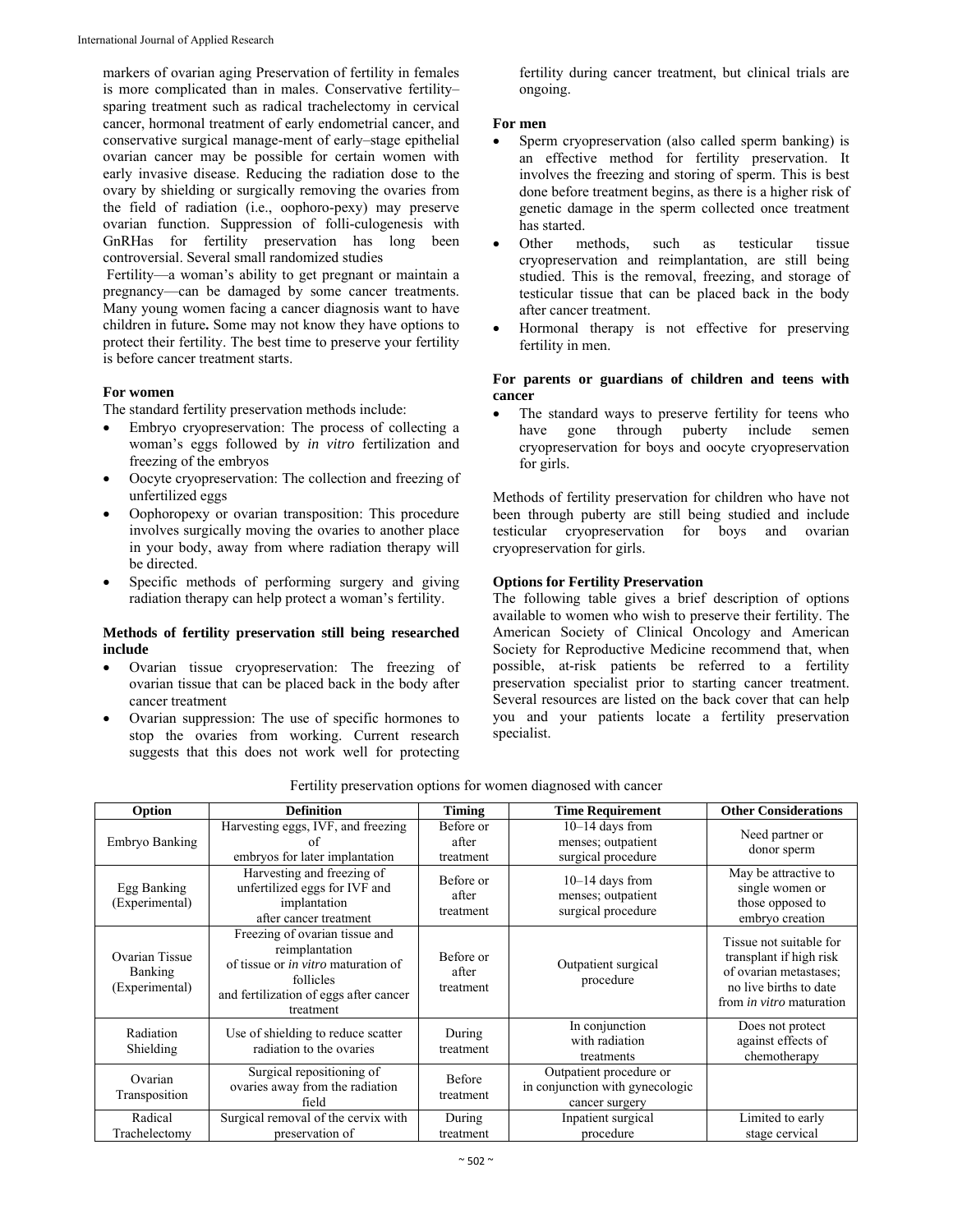markers of ovarian aging Preservation of fertility in females is more complicated than in males. Conservative fertility–sparing treatment such as radical trachelectomy in cervical cancer, hormonal treatment of early endometrial cancer, and conservative surgical manage-ment of early–stage epithelial ovarian cancer may be possible for certain women with early invasive disease. Reducing the radiation dose to the ovary by shielding or surgically removing the ovaries from the field of radiation (i.e., oophoro-pexy) may preserve ovarian function. Suppression of folli-culogenesis with GnRHas for fertility preservation has long been controversial. Several small randomized studies

Fertility—a woman's ability to get pregnant or maintain a pregnancy—can be damaged by some cancer treatments. Many young women facing a cancer diagnosis want to have children in future**.** Some may not know they have options to protect their fertility. The best time to preserve your fertility is before cancer treatment starts.

**For women**

The standard fertility preservation methods include:

- Embryo cryopreservation: The process of collecting a woman's eggs followed by *in vitro* fertilization and freezing of the embryos
- Oocyte cryopreservation: The collection and freezing of unfertilized eggs
- Oophoropexy or ovarian transposition: This procedure involves surgically moving the ovaries to another place in your body, away from where radiation therapy will be directed.
- Specific methods of performing surgery and giving radiation therapy can help protect a woman's fertility.

**Methods of fertility preservation still being researched include**

- Ovarian tissue cryopreservation: The freezing of ovarian tissue that can be placed back in the body after cancer treatment
- Ovarian suppression: The use of specific hormones to stop the ovaries from working. Current research suggests that this does not work well for protecting fertility during cancer treatment, but clinical trials are ongoing.

**For men**

- Sperm cryopreservation (also called sperm banking) is an effective method for fertility preservation. It involves the freezing and storing of sperm. This is best done before treatment begins, as there is a higher risk of genetic damage in the sperm collected once treatment has started.
- Other methods, such as testicular tissue cryopreservation and reimplantation, are still being studied. This is the removal, freezing, and storage of testicular tissue that can be placed back in the body after cancer treatment.
- Hormonal therapy is not effective for preserving fertility in men.

**For parents or guardians of children and teens with cancer**

- The standard ways to preserve fertility for teens who have gone through puberty include semen cryopreservation for boys and oocyte cryopreservation for girls.

Methods of fertility preservation for children who have not been through puberty are still being studied and include testicular cryopreservation for boys and ovarian cryopreservation for girls.

**Options for Fertility Preservation**

The following table gives a brief description of options available to women who wish to preserve their fertility. The American Society of Clinical Oncology and American Society for Reproductive Medicine recommend that, when possible, at-risk patients be referred to a fertility preservation specialist prior to starting cancer treatment. Several resources are listed on the back cover that can help you and your patients locate a fertility preservation specialist.

Fertility preservation options for women diagnosed with cancer

| Option | Definition | Timing | Time Requirement | Other Considerations |
|---|---|---|---|---|
| Embryo Banking | Harvesting eggs, IVF, and freezing of embryos for later implantation | Before or after treatment | 10–14 days from menses; outpatient surgical procedure | Need partner or donor sperm |
| Egg Banking (Experimental) | Harvesting and freezing of unfertilized eggs for IVF and implantation after cancer treatment | Before or after treatment | 10–14 days from menses; outpatient surgical procedure | May be attractive to single women or those opposed to embryo creation |
| Ovarian Tissue Banking (Experimental) | Freezing of ovarian tissue and reimplantation of tissue or *in vitro* maturation of follicles and fertilization of eggs after cancer treatment | Before or after treatment | Outpatient surgical procedure | Tissue not suitable for transplant if high risk of ovarian metastases; no live births to date from *in vitro* maturation |
| Radiation Shielding | Use of shielding to reduce scatter radiation to the ovaries | During treatment | In conjunction with radiation treatments | Does not protect against effects of chemotherapy |
| Ovarian Transposition | Surgical repositioning of ovaries away from the radiation field | Before treatment | Outpatient procedure or in conjunction with gynecologic cancer surgery | |
| Radical Trachelectomy | Surgical removal of the cervix with preservation of | During treatment | Inpatient surgical procedure | Limited to early stage cervical |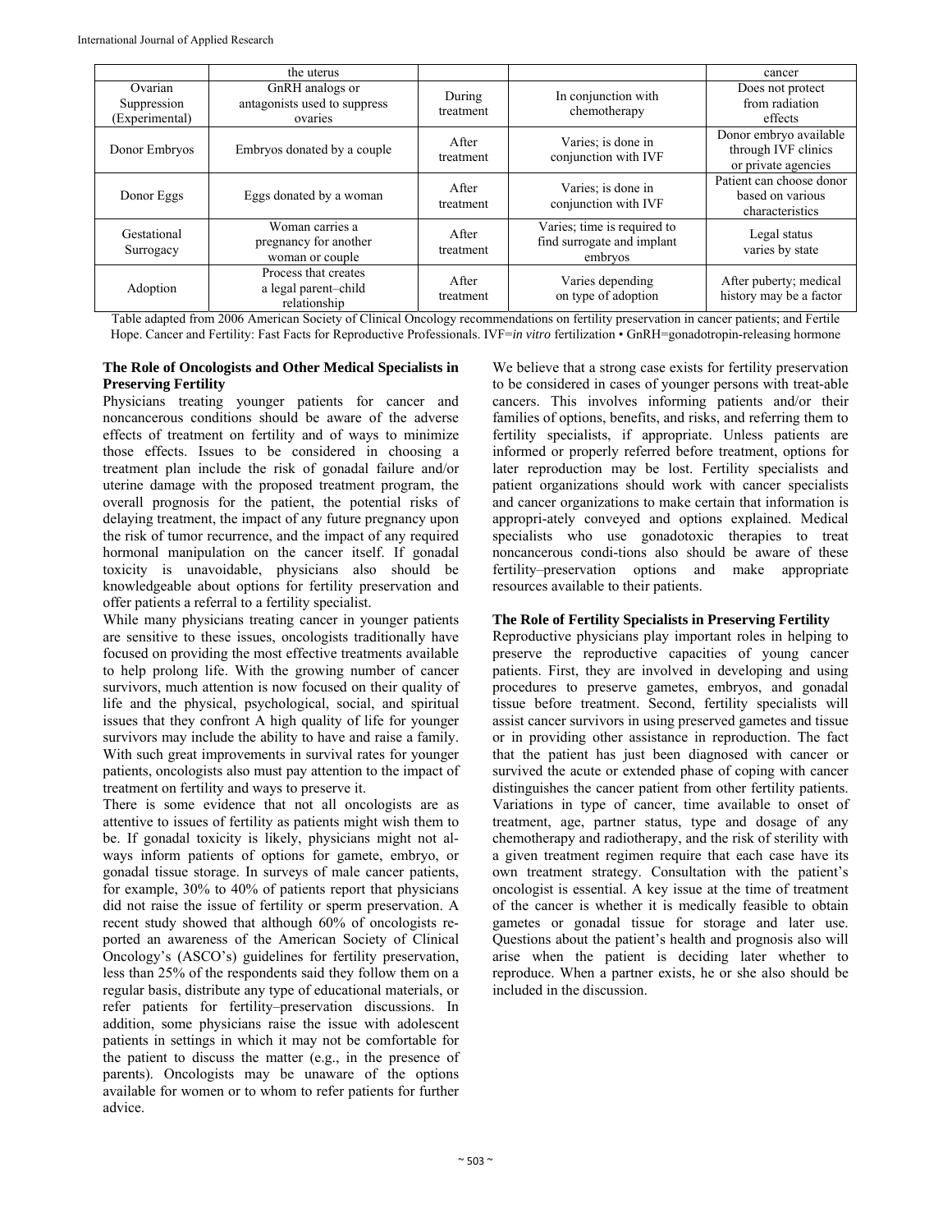| | | | | |
|---|---|---|---|---|
| | the uterus | | | cancer |
| Ovarian Suppression (Experimental) | GnRH analogs or antagonists used to suppress ovaries | During treatment | In conjunction with chemotherapy | Does not protect from radiation effects |
| Donor Embryos | Embryos donated by a couple | After treatment | Varies; is done in conjunction with IVF | Donor embryo available through IVF clinics or private agencies |
| Donor Eggs | Eggs donated by a woman | After treatment | Varies; is done in conjunction with IVF | Patient can choose donor based on various characteristics |
| Gestational Surrogacy | Woman carries a pregnancy for another woman or couple | After treatment | Varies; time is required to find surrogate and implant embryos | Legal status varies by state |
| Adoption | Process that creates a legal parent–child relationship | After treatment | Varies depending on type of adoption | After puberty; medical history may be a factor |

Table adapted from 2006 American Society of Clinical Oncology recommendations on fertility preservation in cancer patients; and Fertile Hope. Cancer and Fertility: Fast Facts for Reproductive Professionals. IVF=*in vitro* fertilization • GnRH=gonadotropin-releasing hormone

**The Role of Oncologists and Other Medical Specialists in Preserving Fertility**

Physicians treating younger patients for cancer and noncancerous conditions should be aware of the adverse effects of treatment on fertility and of ways to minimize those effects. Issues to be considered in choosing a treatment plan include the risk of gonadal failure and/or uterine damage with the proposed treatment program, the overall prognosis for the patient, the potential risks of delaying treatment, the impact of any future pregnancy upon the risk of tumor recurrence, and the impact of any required hormonal manipulation on the cancer itself. If gonadal toxicity is unavoidable, physicians also should be knowledgeable about options for fertility preservation and offer patients a referral to a fertility specialist.

While many physicians treating cancer in younger patients are sensitive to these issues, oncologists traditionally have focused on providing the most effective treatments available to help prolong life. With the growing number of cancer survivors, much attention is now focused on their quality of life and the physical, psychological, social, and spiritual issues that they confront A high quality of life for younger survivors may include the ability to have and raise a family. With such great improvements in survival rates for younger patients, oncologists also must pay attention to the impact of treatment on fertility and ways to preserve it.

There is some evidence that not all oncologists are as attentive to issues of fertility as patients might wish them to be. If gonadal toxicity is likely, physicians might not always inform patients of options for gamete, embryo, or gonadal tissue storage. In surveys of male cancer patients, for example, 30% to 40% of patients report that physicians did not raise the issue of fertility or sperm preservation. A recent study showed that although 60% of oncologists reported an awareness of the American Society of Clinical Oncology's (ASCO's) guidelines for fertility preservation, less than 25% of the respondents said they follow them on a regular basis, distribute any type of educational materials, or refer patients for fertility–preservation discussions. In addition, some physicians raise the issue with adolescent patients in settings in which it may not be comfortable for the patient to discuss the matter (e.g., in the presence of parents). Oncologists may be unaware of the options available for women or to whom to refer patients for further advice.

We believe that a strong case exists for fertility preservation to be considered in cases of younger persons with treat-able cancers. This involves informing patients and/or their families of options, benefits, and risks, and referring them to fertility specialists, if appropriate. Unless patients are informed or properly referred before treatment, options for later reproduction may be lost. Fertility specialists and patient organizations should work with cancer specialists and cancer organizations to make certain that information is appropri-ately conveyed and options explained. Medical specialists who use gonadotoxic therapies to treat noncancerous condi-tions also should be aware of these fertility–preservation options and make appropriate resources available to their patients.

**The Role of Fertility Specialists in Preserving Fertility**

Reproductive physicians play important roles in helping to preserve the reproductive capacities of young cancer patients. First, they are involved in developing and using procedures to preserve gametes, embryos, and gonadal tissue before treatment. Second, fertility specialists will assist cancer survivors in using preserved gametes and tissue or in providing other assistance in reproduction. The fact that the patient has just been diagnosed with cancer or survived the acute or extended phase of coping with cancer distinguishes the cancer patient from other fertility patients. Variations in type of cancer, time available to onset of treatment, age, partner status, type and dosage of any chemotherapy and radiotherapy, and the risk of sterility with a given treatment regimen require that each case have its own treatment strategy. Consultation with the patient's oncologist is essential. A key issue at the time of treatment of the cancer is whether it is medically feasible to obtain gametes or gonadal tissue for storage and later use. Questions about the patient's health and prognosis also will arise when the patient is deciding later whether to reproduce. When a partner exists, he or she also should be included in the discussion.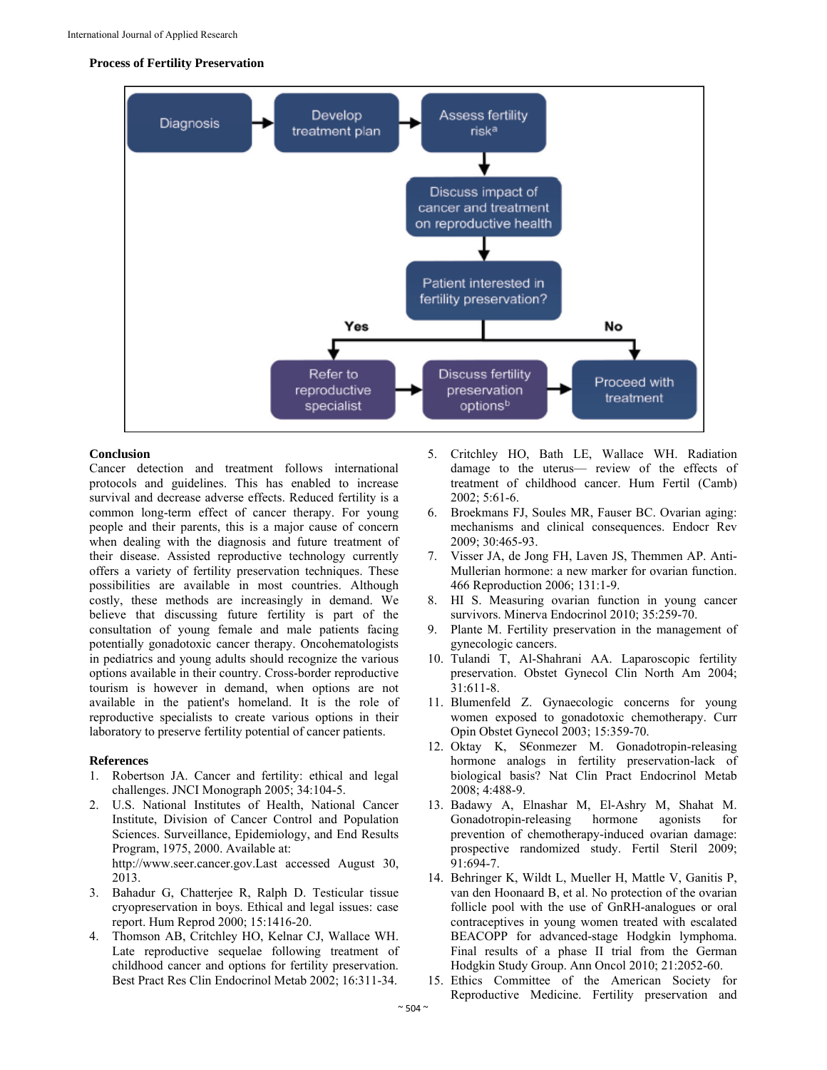**Process of Fertility Preservation**

Diagnosis → Develop treatment plan → Assess fertility risk[a] → Discuss impact of cancer and treatment on reproductive health → Patient interested in fertility preservation?

Yes → Refer to reproductive specialist → Discuss fertility preservation options[b] → Proceed with treatment

No → Proceed with treatment

## Conclusion

Cancer detection and treatment follows international protocols and guidelines. This has enabled to increase survival and decrease adverse effects. Reduced fertility is a common long-term effect of cancer therapy. For young people and their parents, this is a major cause of concern when dealing with the diagnosis and future treatment of their disease. Assisted reproductive technology currently offers a variety of fertility preservation techniques. These possibilities are available in most countries. Although costly, these methods are increasingly in demand. We believe that discussing future fertility is part of the consultation of young female and male patients facing potentially gonadotoxic cancer therapy. Oncohematologists in pediatrics and young adults should recognize the various options available in their country. Cross-border reproductive tourism is however in demand, when options are not available in the patient's homeland. It is the role of reproductive specialists to create various options in their laboratory to preserve fertility potential of cancer patients.

## References

1. Robertson JA. Cancer and fertility: ethical and legal challenges. JNCI Monograph 2005; 34:104-5.
2. U.S. National Institutes of Health, National Cancer Institute, Division of Cancer Control and Population Sciences. Surveillance, Epidemiology, and End Results Program, 1975, 2000. Available at: http://www.seer.cancer.gov.Last accessed August 30, 2013.
3. Bahadur G, Chatterjee R, Ralph D. Testicular tissue cryopreservation in boys. Ethical and legal issues: case report. Hum Reprod 2000; 15:1416-20.
4. Thomson AB, Critchley HO, Kelnar CJ, Wallace WH. Late reproductive sequelae following treatment of childhood cancer and options for fertility preservation. Best Pract Res Clin Endocrinol Metab 2002; 16:311-34.
5. Critchley HO, Bath LE, Wallace WH. Radiation damage to the uterus— review of the effects of treatment of childhood cancer. Hum Fertil (Camb) 2002; 5:61-6.
6. Broekmans FJ, Soules MR, Fauser BC. Ovarian aging: mechanisms and clinical consequences. Endocr Rev 2009; 30:465-93.
7. Visser JA, de Jong FH, Laven JS, Themmen AP. Anti-Mullerian hormone: a new marker for ovarian function. 466 Reproduction 2006; 131:1-9.
8. HI S. Measuring ovarian function in young cancer survivors. Minerva Endocrinol 2010; 35:259-70.
9. Plante M. Fertility preservation in the management of gynecologic cancers.
10. Tulandi T, Al-Shahrani AA. Laparoscopic fertility preservation. Obstet Gynecol Clin North Am 2004; 31:611-8.
11. Blumenfeld Z. Gynaecologic concerns for young women exposed to gonadotoxic chemotherapy. Curr Opin Obstet Gynecol 2003; 15:359-70.
12. Oktay K, S€onmezer M. Gonadotropin-releasing hormone analogs in fertility preservation-lack of biological basis? Nat Clin Pract Endocrinol Metab 2008; 4:488-9.
13. Badawy A, Elnashar M, El-Ashry M, Shahat M. Gonadotropin-releasing hormone agonists for prevention of chemotherapy-induced ovarian damage: prospective randomized study. Fertil Steril 2009; 91:694-7.
14. Behringer K, Wildt L, Mueller H, Mattle V, Ganitis P, van den Hoonaard B, et al. No protection of the ovarian follicle pool with the use of GnRH-analogues or oral contraceptives in young women treated with escalated BEACOPP for advanced-stage Hodgkin lymphoma. Final results of a phase II trial from the German Hodgkin Study Group. Ann Oncol 2010; 21:2052-60.
15. Ethics Committee of the American Society for Reproductive Medicine. Fertility preservation and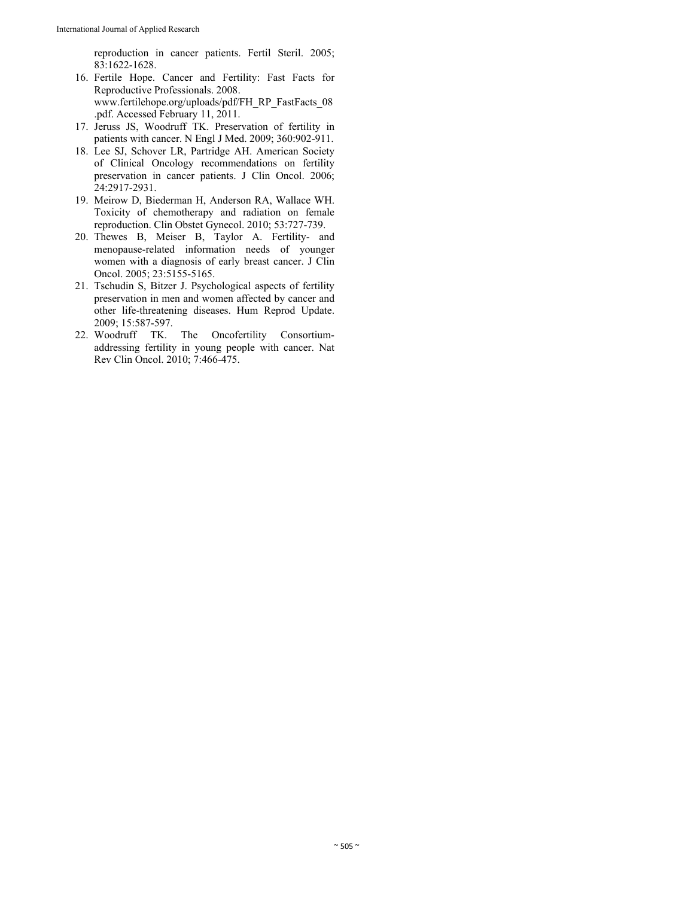reproduction in cancer patients. Fertil Steril. 2005; 83:1622-1628.

16. Fertile Hope. Cancer and Fertility: Fast Facts for Reproductive Professionals. 2008. www.fertilehope.org/uploads/pdf/FH_RP_FastFacts_08.pdf. Accessed February 11, 2011.
17. Jeruss JS, Woodruff TK. Preservation of fertility in patients with cancer. N Engl J Med. 2009; 360:902-911.
18. Lee SJ, Schover LR, Partridge AH. American Society of Clinical Oncology recommendations on fertility preservation in cancer patients. J Clin Oncol. 2006; 24:2917-2931.
19. Meirow D, Biederman H, Anderson RA, Wallace WH. Toxicity of chemotherapy and radiation on female reproduction. Clin Obstet Gynecol. 2010; 53:727-739.
20. Thewes B, Meiser B, Taylor A. Fertility- and menopause-related information needs of younger women with a diagnosis of early breast cancer. J Clin Oncol. 2005; 23:5155-5165.
21. Tschudin S, Bitzer J. Psychological aspects of fertility preservation in men and women affected by cancer and other life-threatening diseases. Hum Reprod Update. 2009; 15:587-597.
22. Woodruff TK. The Oncofertility Consortium-addressing fertility in young people with cancer. Nat Rev Clin Oncol. 2010; 7:466-475.